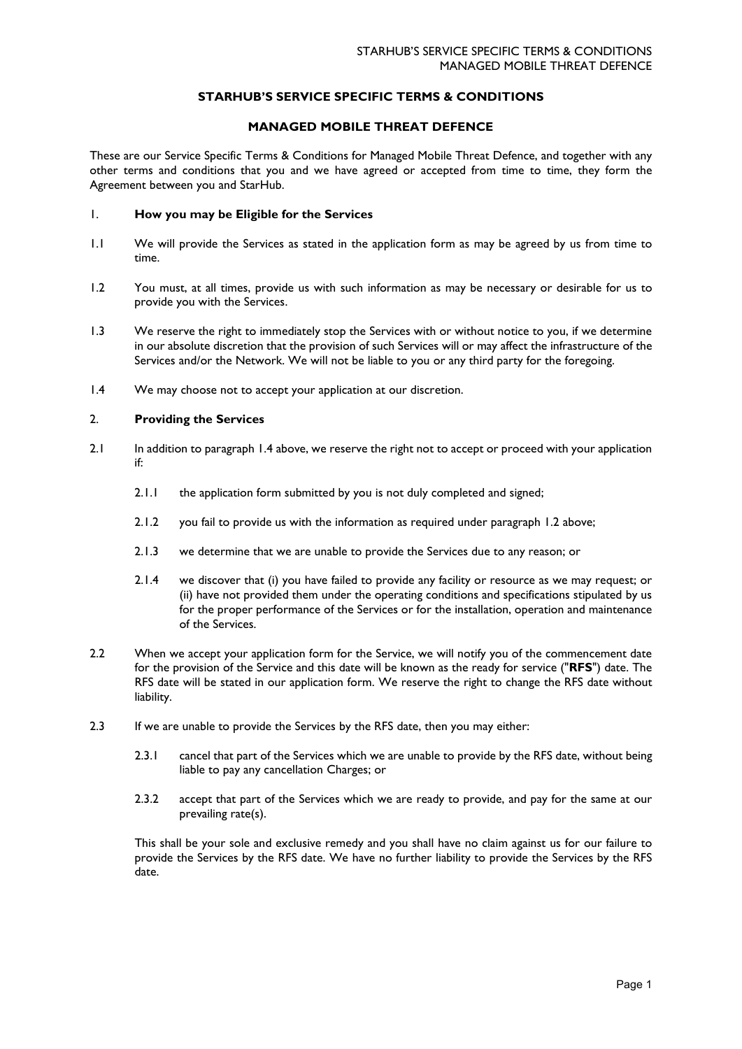# STARHUB'S SERVICE SPECIFIC TERMS & CONDITIONS

## MANAGED MOBILE THREAT DEFENCE

These are our Service Specific Terms & Conditions for Managed Mobile Threat Defence, and together with any other terms and conditions that you and we have agreed or accepted from time to time, they form the Agreement between you and StarHub.

### 1. How you may be Eligible for the Services

1.1 We will provide the Services as stated in the application form as may be agreed by us from time to time.

1.2 You must, at all times, provide us with such information as may be necessary or desirable for us to provide you with the Services.

1.3 We reserve the right to immediately stop the Services with or without notice to you, if we determine in our absolute discretion that the provision of such Services will or may affect the infrastructure of the Services and/or the Network. We will not be liable to you or any third party for the foregoing.

1.4 We may choose not to accept your application at our discretion.

### 2. Providing the Services

2.1 In addition to paragraph 1.4 above, we reserve the right not to accept or proceed with your application if:

2.1.1 the application form submitted by you is not duly completed and signed;

2.1.2 you fail to provide us with the information as required under paragraph 1.2 above;

2.1.3 we determine that we are unable to provide the Services due to any reason; or

2.1.4 we discover that (i) you have failed to provide any facility or resource as we may request; or (ii) have not provided them under the operating conditions and specifications stipulated by us for the proper performance of the Services or for the installation, operation and maintenance of the Services.

2.2 When we accept your application form for the Service, we will notify you of the commencement date for the provision of the Service and this date will be known as the ready for service ("**RFS**") date. The RFS date will be stated in our application form. We reserve the right to change the RFS date without liability.

2.3 If we are unable to provide the Services by the RFS date, then you may either:

2.3.1 cancel that part of the Services which we are unable to provide by the RFS date, without being liable to pay any cancellation Charges; or

2.3.2 accept that part of the Services which we are ready to provide, and pay for the same at our prevailing rate(s).

This shall be your sole and exclusive remedy and you shall have no claim against us for our failure to provide the Services by the RFS date. We have no further liability to provide the Services by the RFS date.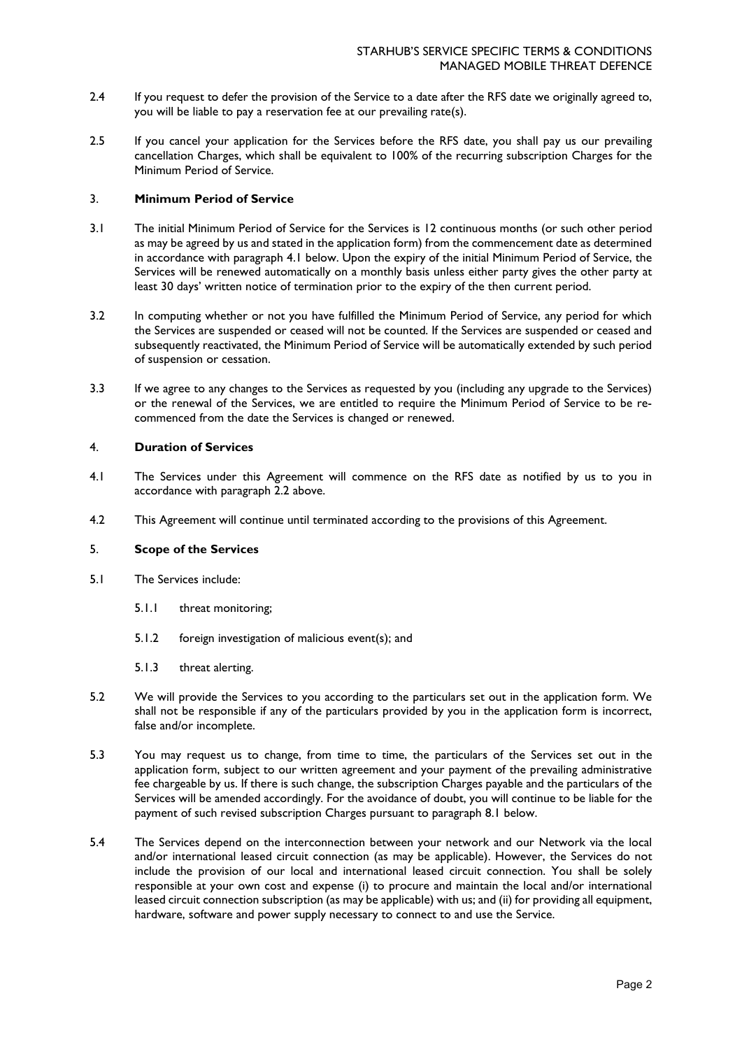2.4 If you request to defer the provision of the Service to a date after the RFS date we originally agreed to, you will be liable to pay a reservation fee at our prevailing rate(s).

2.5 If you cancel your application for the Services before the RFS date, you shall pay us our prevailing cancellation Charges, which shall be equivalent to 100% of the recurring subscription Charges for the Minimum Period of Service.

## 3. Minimum Period of Service

3.1 The initial Minimum Period of Service for the Services is 12 continuous months (or such other period as may be agreed by us and stated in the application form) from the commencement date as determined in accordance with paragraph 4.1 below. Upon the expiry of the initial Minimum Period of Service, the Services will be renewed automatically on a monthly basis unless either party gives the other party at least 30 days' written notice of termination prior to the expiry of the then current period.

3.2 In computing whether or not you have fulfilled the Minimum Period of Service, any period for which the Services are suspended or ceased will not be counted. If the Services are suspended or ceased and subsequently reactivated, the Minimum Period of Service will be automatically extended by such period of suspension or cessation.

3.3 If we agree to any changes to the Services as requested by you (including any upgrade to the Services) or the renewal of the Services, we are entitled to require the Minimum Period of Service to be re-commenced from the date the Services is changed or renewed.

## 4. Duration of Services

4.1 The Services under this Agreement will commence on the RFS date as notified by us to you in accordance with paragraph 2.2 above.

4.2 This Agreement will continue until terminated according to the provisions of this Agreement.

## 5. Scope of the Services

5.1 The Services include:

5.1.1 threat monitoring;

5.1.2 foreign investigation of malicious event(s); and

5.1.3 threat alerting.

5.2 We will provide the Services to you according to the particulars set out in the application form. We shall not be responsible if any of the particulars provided by you in the application form is incorrect, false and/or incomplete.

5.3 You may request us to change, from time to time, the particulars of the Services set out in the application form, subject to our written agreement and your payment of the prevailing administrative fee chargeable by us. If there is such change, the subscription Charges payable and the particulars of the Services will be amended accordingly. For the avoidance of doubt, you will continue to be liable for the payment of such revised subscription Charges pursuant to paragraph 8.1 below.

5.4 The Services depend on the interconnection between your network and our Network via the local and/or international leased circuit connection (as may be applicable). However, the Services do not include the provision of our local and international leased circuit connection. You shall be solely responsible at your own cost and expense (i) to procure and maintain the local and/or international leased circuit connection subscription (as may be applicable) with us; and (ii) for providing all equipment, hardware, software and power supply necessary to connect to and use the Service.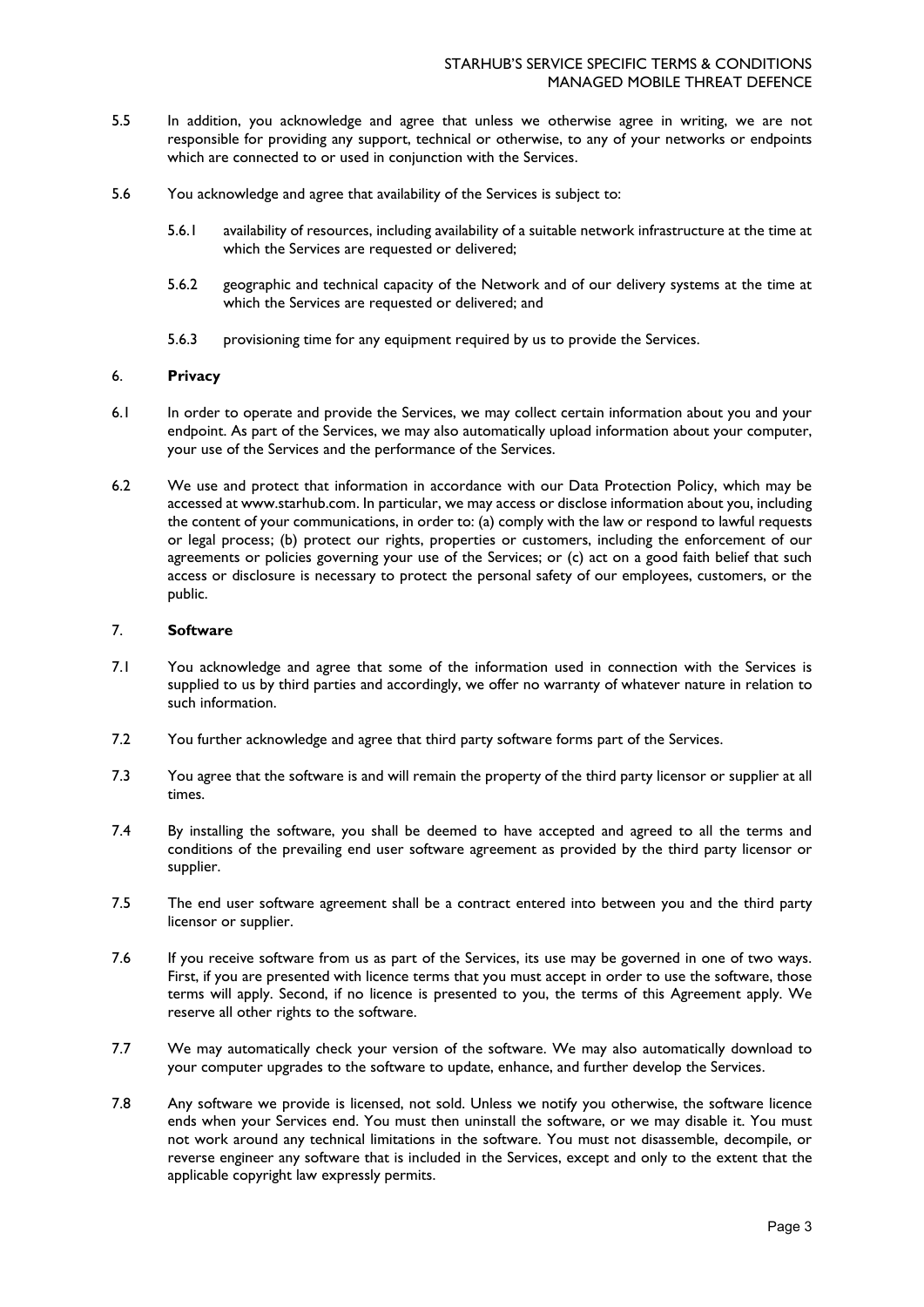5.5 In addition, you acknowledge and agree that unless we otherwise agree in writing, we are not responsible for providing any support, technical or otherwise, to any of your networks or endpoints which are connected to or used in conjunction with the Services.

5.6 You acknowledge and agree that availability of the Services is subject to:

5.6.1 availability of resources, including availability of a suitable network infrastructure at the time at which the Services are requested or delivered;

5.6.2 geographic and technical capacity of the Network and of our delivery systems at the time at which the Services are requested or delivered; and

5.6.3 provisioning time for any equipment required by us to provide the Services.

## 6. Privacy

6.1 In order to operate and provide the Services, we may collect certain information about you and your endpoint. As part of the Services, we may also automatically upload information about your computer, your use of the Services and the performance of the Services.

6.2 We use and protect that information in accordance with our Data Protection Policy, which may be accessed at www.starhub.com. In particular, we may access or disclose information about you, including the content of your communications, in order to: (a) comply with the law or respond to lawful requests or legal process; (b) protect our rights, properties or customers, including the enforcement of our agreements or policies governing your use of the Services; or (c) act on a good faith belief that such access or disclosure is necessary to protect the personal safety of our employees, customers, or the public.

## 7. Software

7.1 You acknowledge and agree that some of the information used in connection with the Services is supplied to us by third parties and accordingly, we offer no warranty of whatever nature in relation to such information.

7.2 You further acknowledge and agree that third party software forms part of the Services.

7.3 You agree that the software is and will remain the property of the third party licensor or supplier at all times.

7.4 By installing the software, you shall be deemed to have accepted and agreed to all the terms and conditions of the prevailing end user software agreement as provided by the third party licensor or supplier.

7.5 The end user software agreement shall be a contract entered into between you and the third party licensor or supplier.

7.6 If you receive software from us as part of the Services, its use may be governed in one of two ways. First, if you are presented with licence terms that you must accept in order to use the software, those terms will apply. Second, if no licence is presented to you, the terms of this Agreement apply. We reserve all other rights to the software.

7.7 We may automatically check your version of the software. We may also automatically download to your computer upgrades to the software to update, enhance, and further develop the Services.

7.8 Any software we provide is licensed, not sold. Unless we notify you otherwise, the software licence ends when your Services end. You must then uninstall the software, or we may disable it. You must not work around any technical limitations in the software. You must not disassemble, decompile, or reverse engineer any software that is included in the Services, except and only to the extent that the applicable copyright law expressly permits.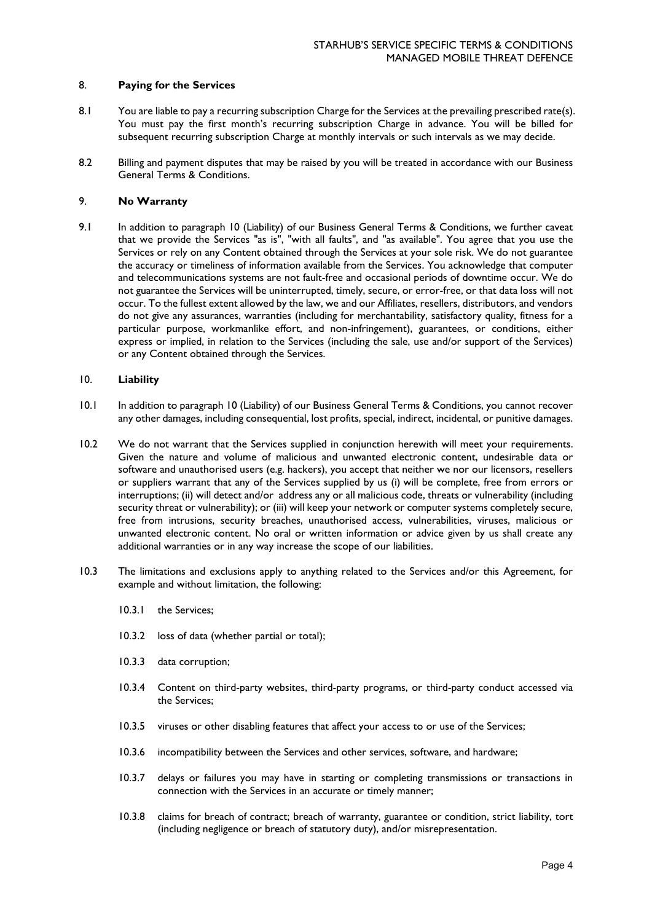## 8. Paying for the Services

8.1 You are liable to pay a recurring subscription Charge for the Services at the prevailing prescribed rate(s). You must pay the first month's recurring subscription Charge in advance. You will be billed for subsequent recurring subscription Charge at monthly intervals or such intervals as we may decide.

8.2 Billing and payment disputes that may be raised by you will be treated in accordance with our Business General Terms & Conditions.

## 9. No Warranty

9.1 In addition to paragraph 10 (Liability) of our Business General Terms & Conditions, we further caveat that we provide the Services "as is", "with all faults", and "as available". You agree that you use the Services or rely on any Content obtained through the Services at your sole risk. We do not guarantee the accuracy or timeliness of information available from the Services. You acknowledge that computer and telecommunications systems are not fault-free and occasional periods of downtime occur. We do not guarantee the Services will be uninterrupted, timely, secure, or error-free, or that data loss will not occur. To the fullest extent allowed by the law, we and our Affiliates, resellers, distributors, and vendors do not give any assurances, warranties (including for merchantability, satisfactory quality, fitness for a particular purpose, workmanlike effort, and non-infringement), guarantees, or conditions, either express or implied, in relation to the Services (including the sale, use and/or support of the Services) or any Content obtained through the Services.

## 10. Liability

10.1 In addition to paragraph 10 (Liability) of our Business General Terms & Conditions, you cannot recover any other damages, including consequential, lost profits, special, indirect, incidental, or punitive damages.

10.2 We do not warrant that the Services supplied in conjunction herewith will meet your requirements. Given the nature and volume of malicious and unwanted electronic content, undesirable data or software and unauthorised users (e.g. hackers), you accept that neither we nor our licensors, resellers or suppliers warrant that any of the Services supplied by us (i) will be complete, free from errors or interruptions; (ii) will detect and/or address any or all malicious code, threats or vulnerability (including security threat or vulnerability); or (iii) will keep your network or computer systems completely secure, free from intrusions, security breaches, unauthorised access, vulnerabilities, viruses, malicious or unwanted electronic content. No oral or written information or advice given by us shall create any additional warranties or in any way increase the scope of our liabilities.

10.3 The limitations and exclusions apply to anything related to the Services and/or this Agreement, for example and without limitation, the following:

10.3.1 the Services;

10.3.2 loss of data (whether partial or total);

10.3.3 data corruption;

10.3.4 Content on third-party websites, third-party programs, or third-party conduct accessed via the Services;

10.3.5 viruses or other disabling features that affect your access to or use of the Services;

10.3.6 incompatibility between the Services and other services, software, and hardware;

10.3.7 delays or failures you may have in starting or completing transmissions or transactions in connection with the Services in an accurate or timely manner;

10.3.8 claims for breach of contract; breach of warranty, guarantee or condition, strict liability, tort (including negligence or breach of statutory duty), and/or misrepresentation.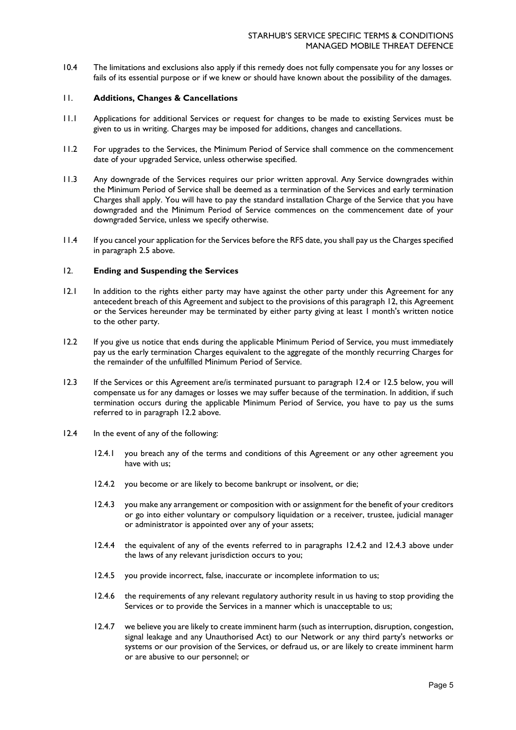10.4 The limitations and exclusions also apply if this remedy does not fully compensate you for any losses or fails of its essential purpose or if we knew or should have known about the possibility of the damages.

## 11. **Additions, Changes & Cancellations**

11.1 Applications for additional Services or request for changes to be made to existing Services must be given to us in writing. Charges may be imposed for additions, changes and cancellations.

11.2 For upgrades to the Services, the Minimum Period of Service shall commence on the commencement date of your upgraded Service, unless otherwise specified.

11.3 Any downgrade of the Services requires our prior written approval. Any Service downgrades within the Minimum Period of Service shall be deemed as a termination of the Services and early termination Charges shall apply. You will have to pay the standard installation Charge of the Service that you have downgraded and the Minimum Period of Service commences on the commencement date of your downgraded Service, unless we specify otherwise.

11.4 If you cancel your application for the Services before the RFS date, you shall pay us the Charges specified in paragraph 2.5 above.

## 12. **Ending and Suspending the Services**

12.1 In addition to the rights either party may have against the other party under this Agreement for any antecedent breach of this Agreement and subject to the provisions of this paragraph 12, this Agreement or the Services hereunder may be terminated by either party giving at least 1 month's written notice to the other party.

12.2 If you give us notice that ends during the applicable Minimum Period of Service, you must immediately pay us the early termination Charges equivalent to the aggregate of the monthly recurring Charges for the remainder of the unfulfilled Minimum Period of Service.

12.3 If the Services or this Agreement are/is terminated pursuant to paragraph 12.4 or 12.5 below, you will compensate us for any damages or losses we may suffer because of the termination. In addition, if such termination occurs during the applicable Minimum Period of Service, you have to pay us the sums referred to in paragraph 12.2 above.

12.4 In the event of any of the following:

12.4.1 you breach any of the terms and conditions of this Agreement or any other agreement you have with us;

12.4.2 you become or are likely to become bankrupt or insolvent, or die;

12.4.3 you make any arrangement or composition with or assignment for the benefit of your creditors or go into either voluntary or compulsory liquidation or a receiver, trustee, judicial manager or administrator is appointed over any of your assets;

12.4.4 the equivalent of any of the events referred to in paragraphs 12.4.2 and 12.4.3 above under the laws of any relevant jurisdiction occurs to you;

12.4.5 you provide incorrect, false, inaccurate or incomplete information to us;

12.4.6 the requirements of any relevant regulatory authority result in us having to stop providing the Services or to provide the Services in a manner which is unacceptable to us;

12.4.7 we believe you are likely to create imminent harm (such as interruption, disruption, congestion, signal leakage and any Unauthorised Act) to our Network or any third party's networks or systems or our provision of the Services, or defraud us, or are likely to create imminent harm or are abusive to our personnel; or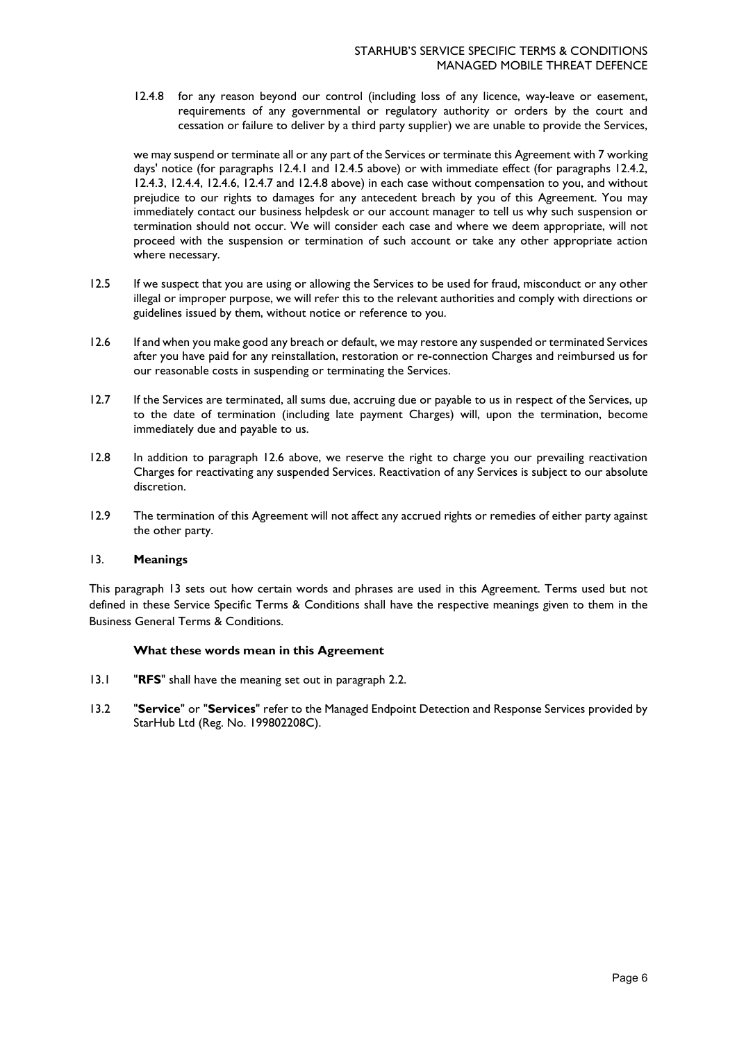12.4.8 for any reason beyond our control (including loss of any licence, way-leave or easement, requirements of any governmental or regulatory authority or orders by the court and cessation or failure to deliver by a third party supplier) we are unable to provide the Services,

we may suspend or terminate all or any part of the Services or terminate this Agreement with 7 working days' notice (for paragraphs 12.4.1 and 12.4.5 above) or with immediate effect (for paragraphs 12.4.2, 12.4.3, 12.4.4, 12.4.6, 12.4.7 and 12.4.8 above) in each case without compensation to you, and without prejudice to our rights to damages for any antecedent breach by you of this Agreement. You may immediately contact our business helpdesk or our account manager to tell us why such suspension or termination should not occur. We will consider each case and where we deem appropriate, will not proceed with the suspension or termination of such account or take any other appropriate action where necessary.

12.5 If we suspect that you are using or allowing the Services to be used for fraud, misconduct or any other illegal or improper purpose, we will refer this to the relevant authorities and comply with directions or guidelines issued by them, without notice or reference to you.

12.6 If and when you make good any breach or default, we may restore any suspended or terminated Services after you have paid for any reinstallation, restoration or re-connection Charges and reimbursed us for our reasonable costs in suspending or terminating the Services.

12.7 If the Services are terminated, all sums due, accruing due or payable to us in respect of the Services, up to the date of termination (including late payment Charges) will, upon the termination, become immediately due and payable to us.

12.8 In addition to paragraph 12.6 above, we reserve the right to charge you our prevailing reactivation Charges for reactivating any suspended Services. Reactivation of any Services is subject to our absolute discretion.

12.9 The termination of this Agreement will not affect any accrued rights or remedies of either party against the other party.

## 13. **Meanings**

This paragraph 13 sets out how certain words and phrases are used in this Agreement. Terms used but not defined in these Service Specific Terms & Conditions shall have the respective meanings given to them in the Business General Terms & Conditions.

**What these words mean in this Agreement**

13.1 "**RFS**" shall have the meaning set out in paragraph 2.2.

13.2 "**Service**" or "**Services**" refer to the Managed Endpoint Detection and Response Services provided by StarHub Ltd (Reg. No. 199802208C).